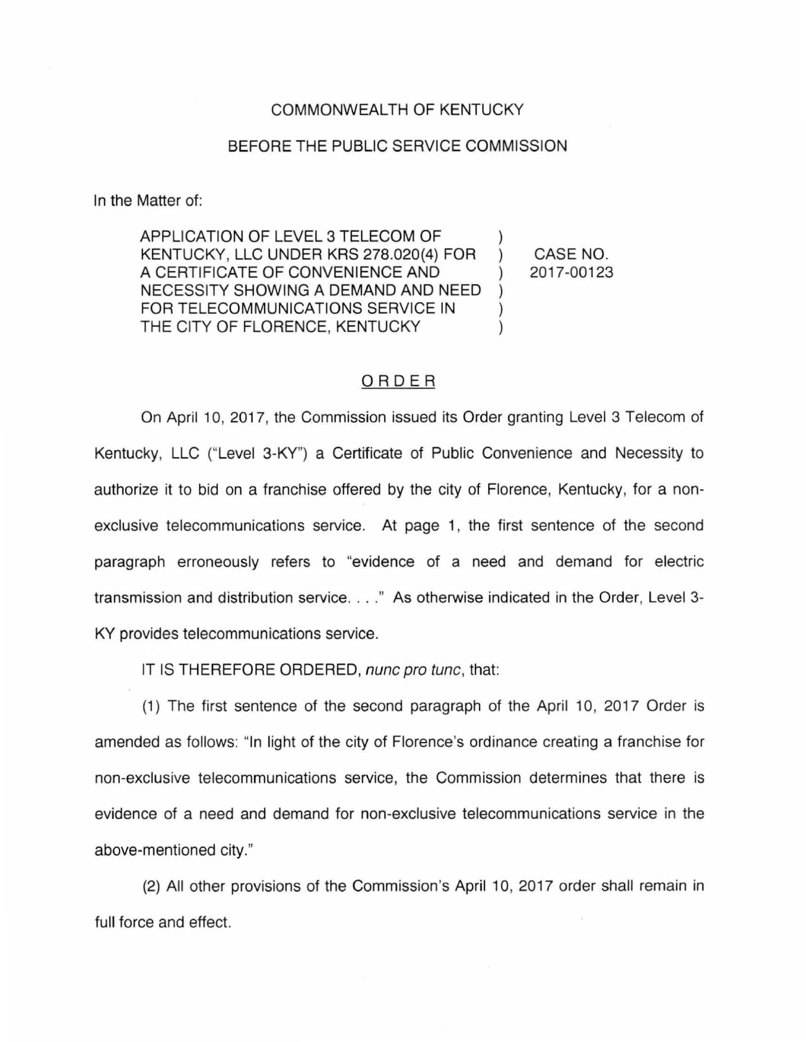COMMONWEALTH OF KENTUCKY

BEFORE THE PUBLIC SERVICE COMMISSION

In the Matter of:

| | | |
|---|---|---|
| APPLICATION OF LEVEL 3 TELECOM OF KENTUCKY, LLC UNDER KRS 278.020(4) FOR A CERTIFICATE OF CONVENIENCE AND NECESSITY SHOWING A DEMAND AND NEED FOR TELECOMMUNICATIONS SERVICE IN THE CITY OF FLORENCE, KENTUCKY | ) ) ) ) ) ) | CASE NO. 2017-00123 |

## ORDER

On April 10, 2017, the Commission issued its Order granting Level 3 Telecom of Kentucky, LLC ("Level 3-KY") a Certificate of Public Convenience and Necessity to authorize it to bid on a franchise offered by the city of Florence, Kentucky, for a non-exclusive telecommunications service. At page 1, the first sentence of the second paragraph erroneously refers to "evidence of a need and demand for electric transmission and distribution service. . . ." As otherwise indicated in the Order, Level 3-KY provides telecommunications service.

IT IS THEREFORE ORDERED, *nunc pro tunc*, that:

(1) The first sentence of the second paragraph of the April 10, 2017 Order is amended as follows: "In light of the city of Florence's ordinance creating a franchise for non-exclusive telecommunications service, the Commission determines that there is evidence of a need and demand for non-exclusive telecommunications service in the above-mentioned city."

(2) All other provisions of the Commission's April 10, 2017 order shall remain in full force and effect.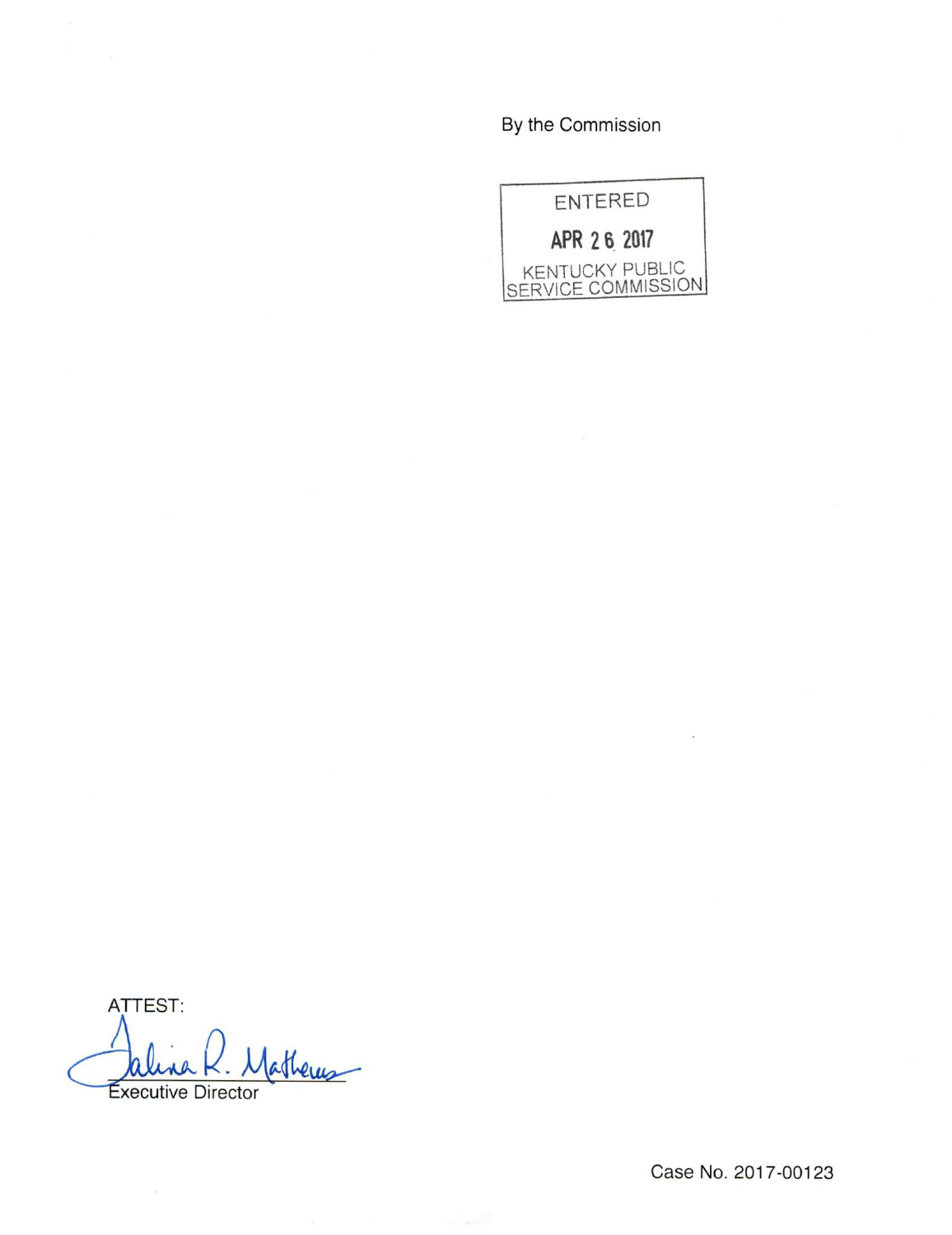By the Commission

ENTERED

APR 26 2017

KENTUCKY PUBLIC SERVICE COMMISSION

ATTEST:

Talina R. Mathews

Executive Director

Case No. 2017-00123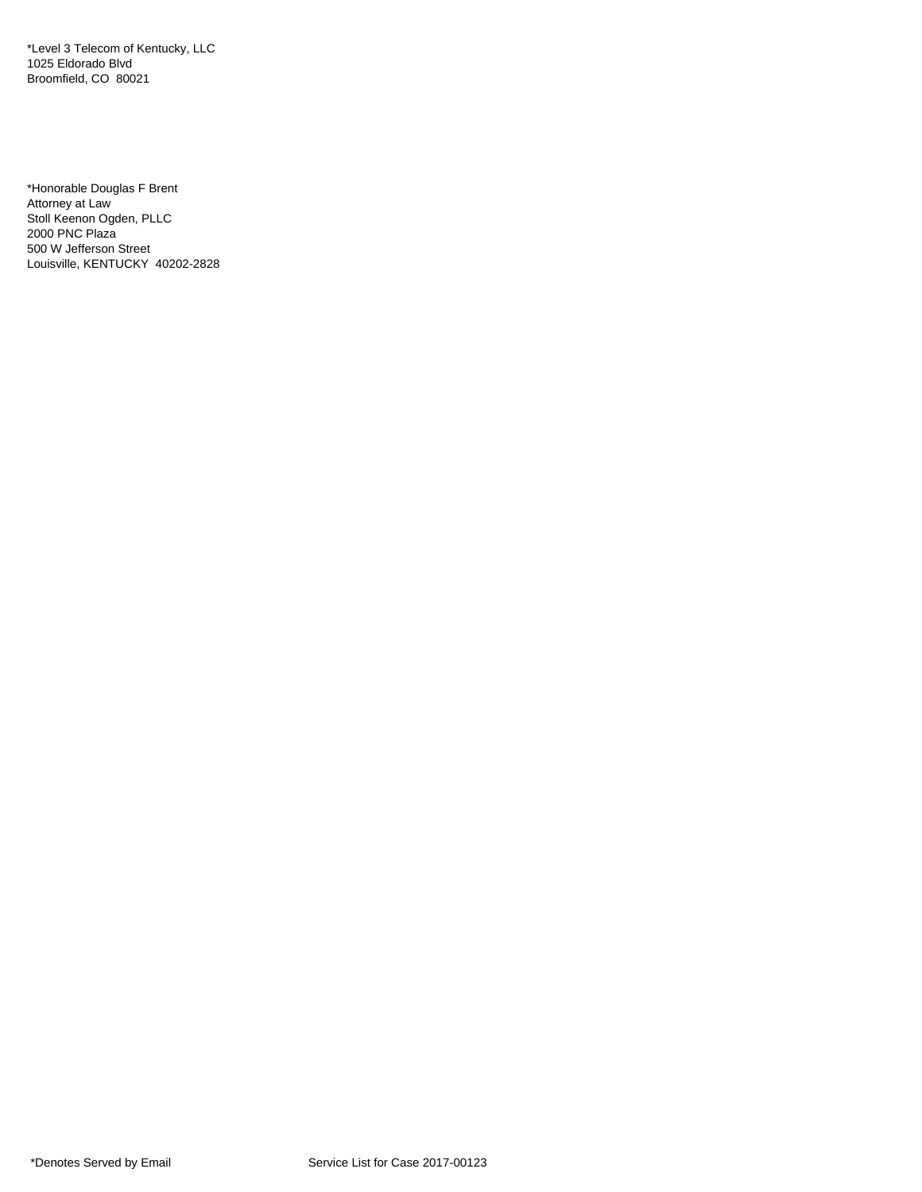*Level 3 Telecom of Kentucky, LLC
1025 Eldorado Blvd
Broomfield, CO  80021

*Honorable Douglas F Brent
Attorney at Law
Stoll Keenon Ogden, PLLC
2000 PNC Plaza
500 W Jefferson Street
Louisville, KENTUCKY  40202-2828

*Denotes Served by Email

Service List for Case 2017-00123